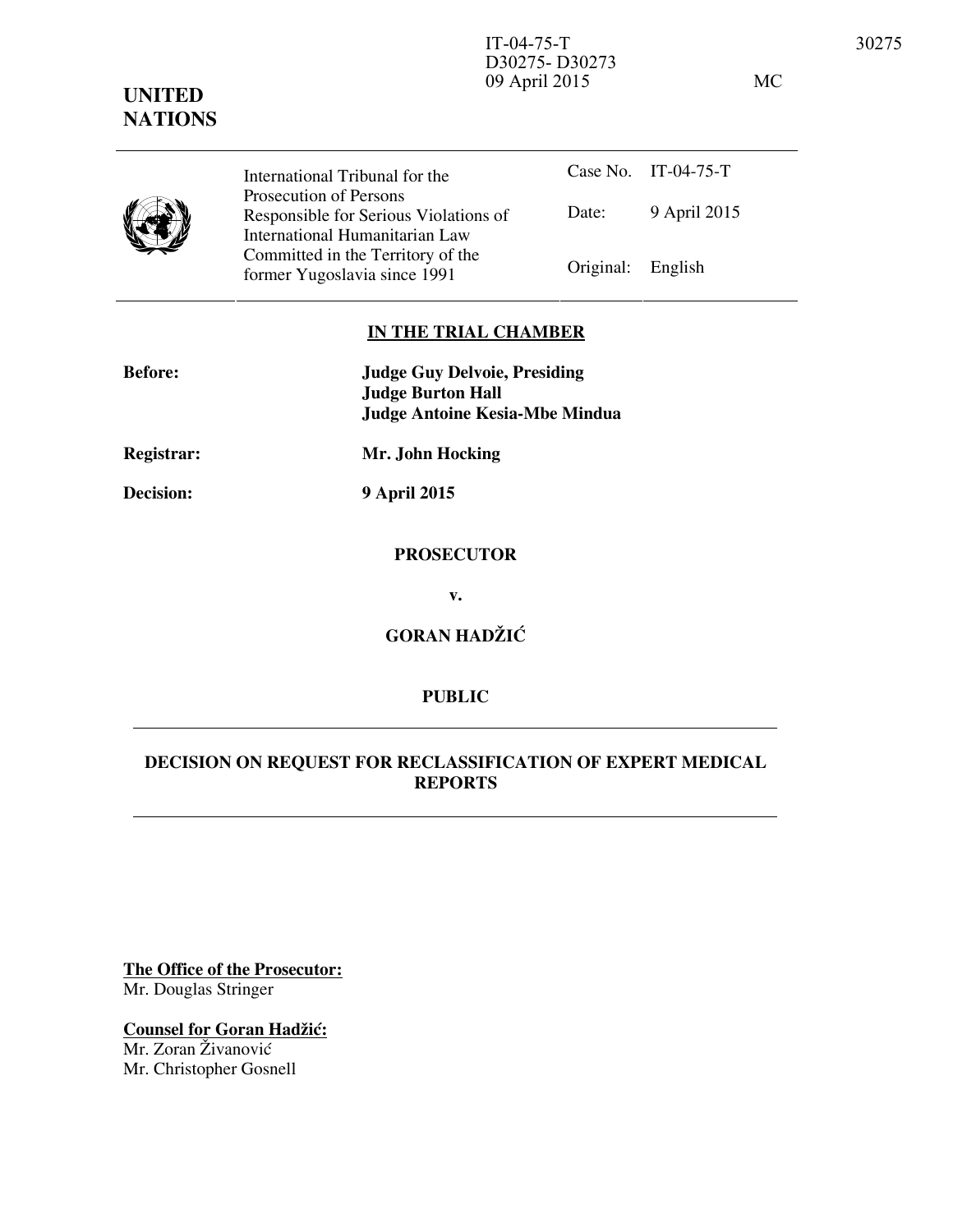IT-04-75-T
D30275- D30273
09 April 2015 MC

**UNITED NATIONS**

| International Tribunal for the Prosecution of Persons Responsible for Serious Violations of International Humanitarian Law Committed in the Territory of the former Yugoslavia since 1991 | Case No. | IT-04-75-T |
|---|---|---|
| | Date: | 9 April 2015 |
| | Original: | English |

## IN THE TRIAL CHAMBER

**Before:** **Judge Guy Delvoie, Presiding**
**Judge Burton Hall**
**Judge Antoine Kesia-Mbe Mindua**

**Registrar:** **Mr. John Hocking**

**Decision:** **9 April 2015**

**PROSECUTOR**

**v.**

**GORAN HADŽIĆ**

**PUBLIC**

## DECISION ON REQUEST FOR RECLASSIFICATION OF EXPERT MEDICAL REPORTS

**The Office of the Prosecutor:**
Mr. Douglas Stringer

**Counsel for Goran Hadžić:**
Mr. Zoran Živanović
Mr. Christopher Gosnell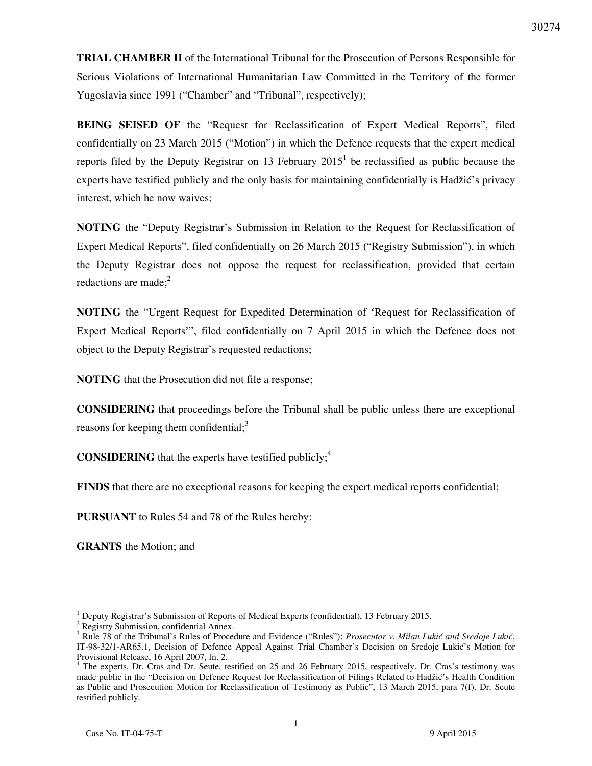**TRIAL CHAMBER II** of the International Tribunal for the Prosecution of Persons Responsible for Serious Violations of International Humanitarian Law Committed in the Territory of the former Yugoslavia since 1991 ("Chamber" and "Tribunal", respectively);

**BEING SEISED OF** the "Request for Reclassification of Expert Medical Reports", filed confidentially on 23 March 2015 ("Motion") in which the Defence requests that the expert medical reports filed by the Deputy Registrar on 13 February 2015[1] be reclassified as public because the experts have testified publicly and the only basis for maintaining confidentially is Hadžić's privacy interest, which he now waives;

**NOTING** the "Deputy Registrar's Submission in Relation to the Request for Reclassification of Expert Medical Reports", filed confidentially on 26 March 2015 ("Registry Submission"), in which the Deputy Registrar does not oppose the request for reclassification, provided that certain redactions are made;[2]

**NOTING** the "Urgent Request for Expedited Determination of 'Request for Reclassification of Expert Medical Reports'", filed confidentially on 7 April 2015 in which the Defence does not object to the Deputy Registrar's requested redactions;

**NOTING** that the Prosecution did not file a response;

**CONSIDERING** that proceedings before the Tribunal shall be public unless there are exceptional reasons for keeping them confidential;[3]

**CONSIDERING** that the experts have testified publicly;[4]

**FINDS** that there are no exceptional reasons for keeping the expert medical reports confidential;

**PURSUANT** to Rules 54 and 78 of the Rules hereby:

**GRANTS** the Motion; and

---

[1] Deputy Registrar's Submission of Reports of Medical Experts (confidential), 13 February 2015.

[2] Registry Submission, confidential Annex.

[3] Rule 78 of the Tribunal's Rules of Procedure and Evidence ("Rules"); *Prosecutor v. Milan Lukić and Sredoje Lukić*, IT-98-32/1-AR65.1, Decision of Defence Appeal Against Trial Chamber's Decision on Sredoje Lukić's Motion for Provisional Release, 16 April 2007, fn. 2.

[4] The experts, Dr. Cras and Dr. Seute, testified on 25 and 26 February 2015, respectively. Dr. Cras's testimony was made public in the "Decision on Defence Request for Reclassification of Filings Related to Hadžić's Health Condition as Public and Prosecution Motion for Reclassification of Testimony as Public", 13 March 2015, para 7(f). Dr. Seute testified publicly.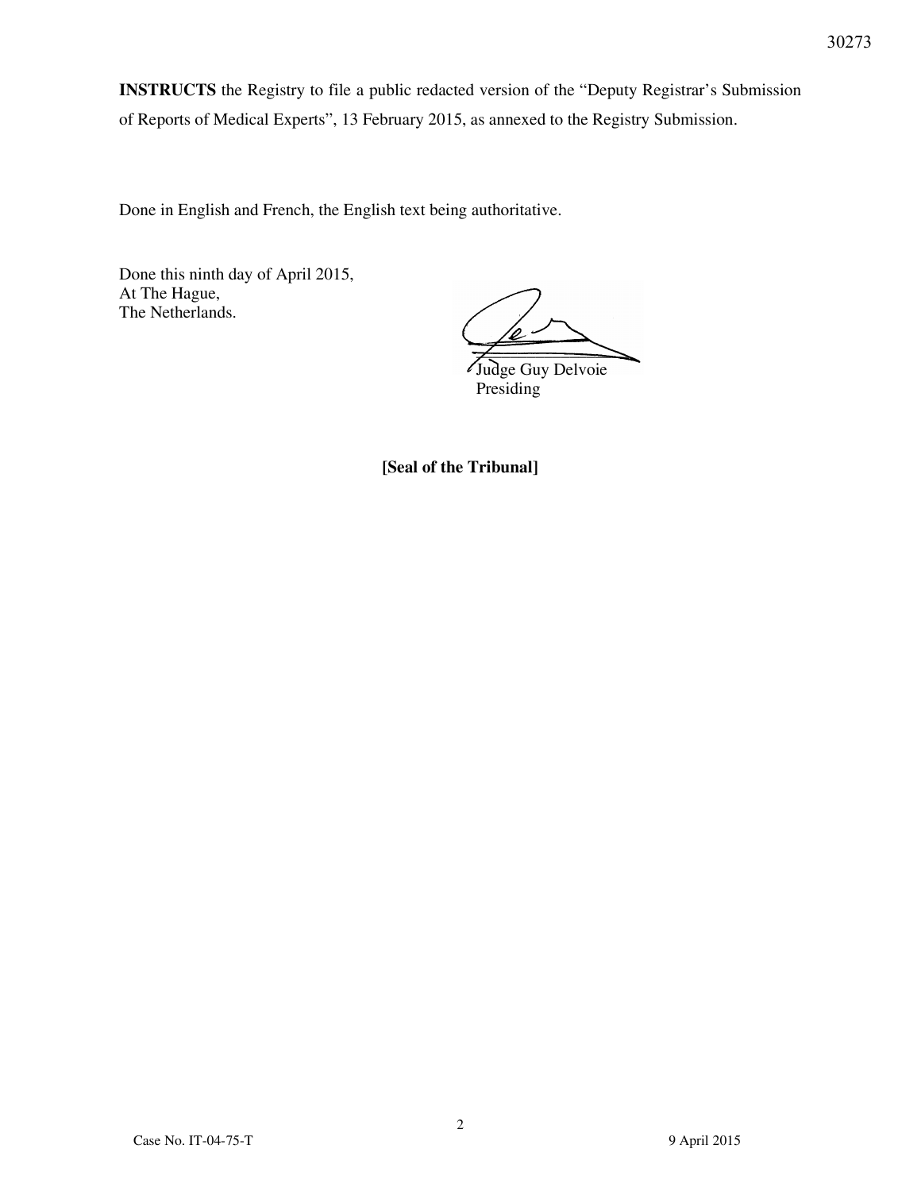**INSTRUCTS** the Registry to file a public redacted version of the "Deputy Registrar's Submission of Reports of Medical Experts", 13 February 2015, as annexed to the Registry Submission.

Done in English and French, the English text being authoritative.

Done this ninth day of April 2015,
At The Hague,
The Netherlands.

Judge Guy Delvoie
Presiding

**[Seal of the Tribunal]**